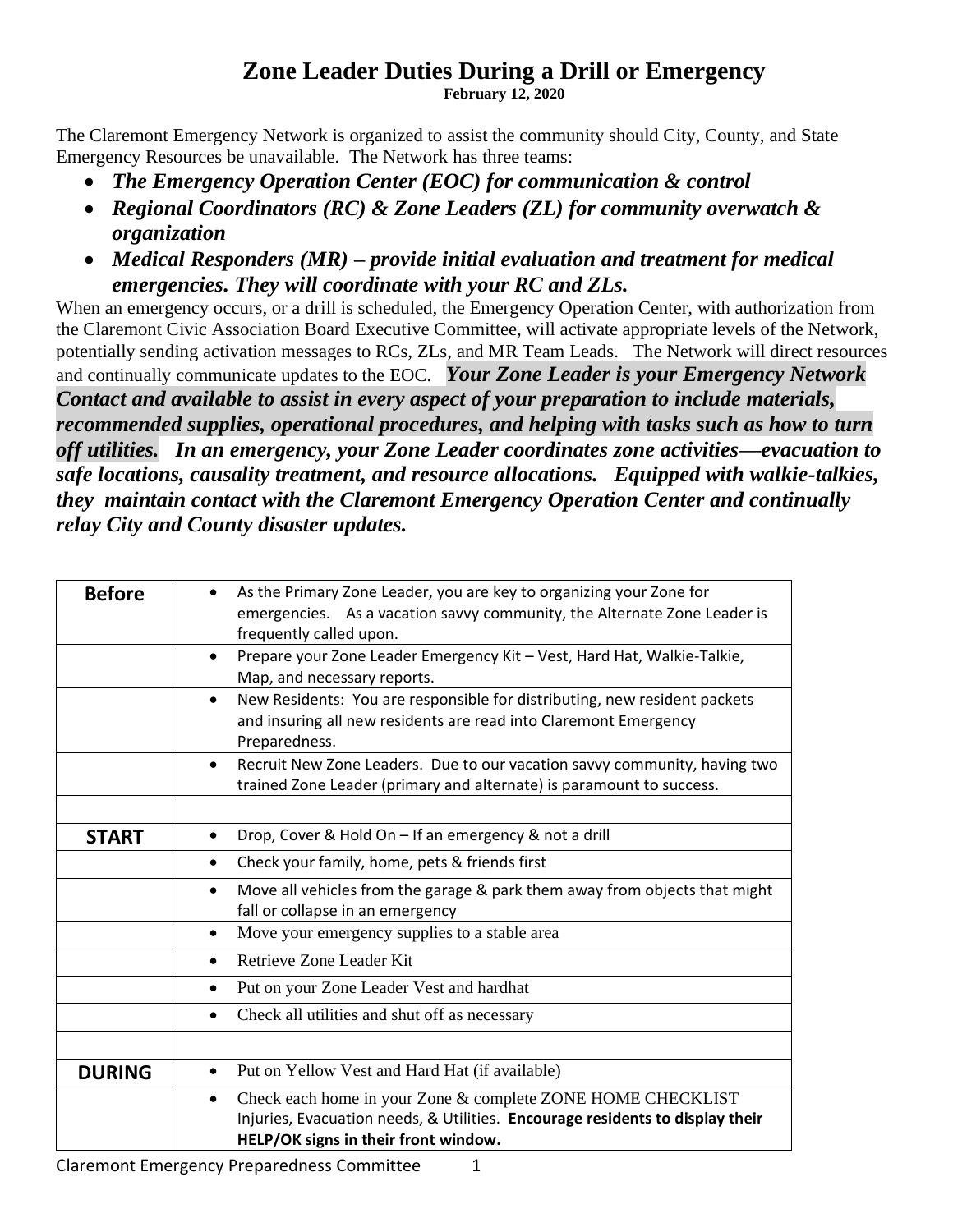# Zone Leader Duties During a Drill or Emergency

**February 12, 2020**

The Claremont Emergency Network is organized to assist the community should City, County, and State Emergency Resources be unavailable. The Network has three teams:

- ***The Emergency Operation Center (EOC) for communication & control***
- ***Regional Coordinators (RC) & Zone Leaders (ZL) for community overwatch & organization***
- ***Medical Responders (MR) – provide initial evaluation and treatment for medical emergencies. They will coordinate with your RC and ZLs.***

When an emergency occurs, or a drill is scheduled, the Emergency Operation Center, with authorization from the Claremont Civic Association Board Executive Committee, will activate appropriate levels of the Network, potentially sending activation messages to RCs, ZLs, and MR Team Leads. The Network will direct resources and continually communicate updates to the EOC. ***Your Zone Leader is your Emergency Network Contact and available to assist in every aspect of your preparation to include materials, recommended supplies, operational procedures, and helping with tasks such as how to turn off utilities. In an emergency, your Zone Leader coordinates zone activities—evacuation to safe locations, causality treatment, and resource allocations. Equipped with walkie-talkies, they maintain contact with the Claremont Emergency Operation Center and continually relay City and County disaster updates.***

| | |
|---|---|
| **Before** | • As the Primary Zone Leader, you are key to organizing your Zone for emergencies. As a vacation savvy community, the Alternate Zone Leader is frequently called upon. |
| | • Prepare your Zone Leader Emergency Kit – Vest, Hard Hat, Walkie-Talkie, Map, and necessary reports. |
| | • New Residents: You are responsible for distributing, new resident packets and insuring all new residents are read into Claremont Emergency Preparedness. |
| | • Recruit New Zone Leaders. Due to our vacation savvy community, having two trained Zone Leader (primary and alternate) is paramount to success. |
| | |
| **START** | • Drop, Cover & Hold On – If an emergency & not a drill |
| | • Check your family, home, pets & friends first |
| | • Move all vehicles from the garage & park them away from objects that might fall or collapse in an emergency |
| | • Move your emergency supplies to a stable area |
| | • Retrieve Zone Leader Kit |
| | • Put on your Zone Leader Vest and hardhat |
| | • Check all utilities and shut off as necessary |
| | |
| **DURING** | • Put on Yellow Vest and Hard Hat (if available) |
| | • Check each home in your Zone & complete ZONE HOME CHECKLIST Injuries, Evacuation needs, & Utilities. **Encourage residents to display their HELP/OK signs in their front window.** |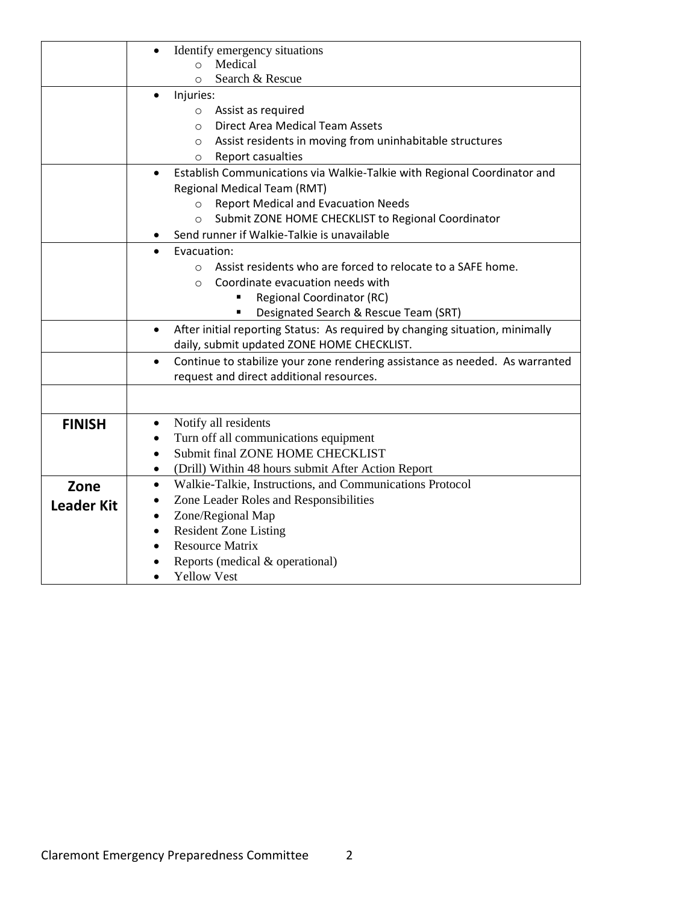| | |
|---|---|
| | • Identify emergency situations<br>  ○ Medical<br>  ○ Search & Rescue |
| | • Injuries:<br>  ○ Assist as required<br>  ○ Direct Area Medical Team Assets<br>  ○ Assist residents in moving from uninhabitable structures<br>  ○ Report casualties |
| | • Establish Communications via Walkie-Talkie with Regional Coordinator and Regional Medical Team (RMT)<br>  ○ Report Medical and Evacuation Needs<br>  ○ Submit ZONE HOME CHECKLIST to Regional Coordinator<br>• Send runner if Walkie-Talkie is unavailable |
| | • Evacuation:<br>  ○ Assist residents who are forced to relocate to a SAFE home.<br>  ○ Coordinate evacuation needs with<br>    ▪ Regional Coordinator (RC)<br>    ▪ Designated Search & Rescue Team (SRT) |
| | • After initial reporting Status: As required by changing situation, minimally daily, submit updated ZONE HOME CHECKLIST. |
| | • Continue to stabilize your zone rendering assistance as needed. As warranted request and direct additional resources. |
| | |
| **FINISH** | • Notify all residents<br>• Turn off all communications equipment<br>• Submit final ZONE HOME CHECKLIST<br>• (Drill) Within 48 hours submit After Action Report |
| **Zone Leader Kit** | • Walkie-Talkie, Instructions, and Communications Protocol<br>• Zone Leader Roles and Responsibilities<br>• Zone/Regional Map<br>• Resident Zone Listing<br>• Resource Matrix<br>• Reports (medical & operational)<br>• Yellow Vest |